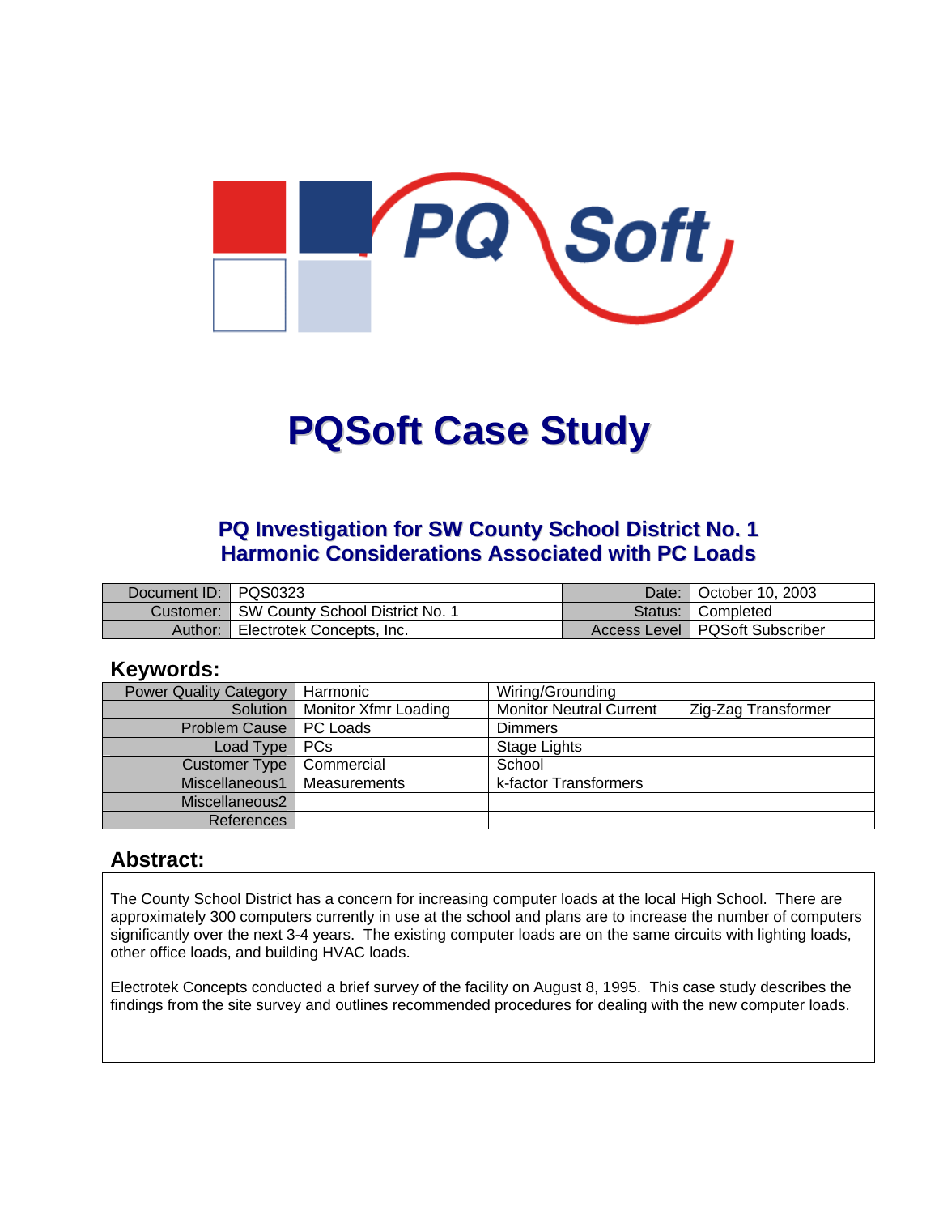# PQSoft Case Study

## PQ Investigation for SW County School District No. 1
## Harmonic Considerations Associated with PC Loads

| Document ID: | PQS0323 | Date: | October 10, 2003 |
|---|---|---|---|
| Customer: | SW County School District No. 1 | Status: | Completed |
| Author: | Electrotek Concepts, Inc. | Access Level | PQSoft Subscriber |

## Keywords:

| Power Quality Category | Harmonic | Wiring/Grounding | |
|---|---|---|---|
| Solution | Monitor Xfmr Loading | Monitor Neutral Current | Zig-Zag Transformer |
| Problem Cause | PC Loads | Dimmers | |
| Load Type | PCs | Stage Lights | |
| Customer Type | Commercial | School | |
| Miscellaneous1 | Measurements | k-factor Transformers | |
| Miscellaneous2 | | | |
| References | | | |

## Abstract:

The County School District has a concern for increasing computer loads at the local High School. There are approximately 300 computers currently in use at the school and plans are to increase the number of computers significantly over the next 3-4 years. The existing computer loads are on the same circuits with lighting loads, other office loads, and building HVAC loads.

Electrotek Concepts conducted a brief survey of the facility on August 8, 1995. This case study describes the findings from the site survey and outlines recommended procedures for dealing with the new computer loads.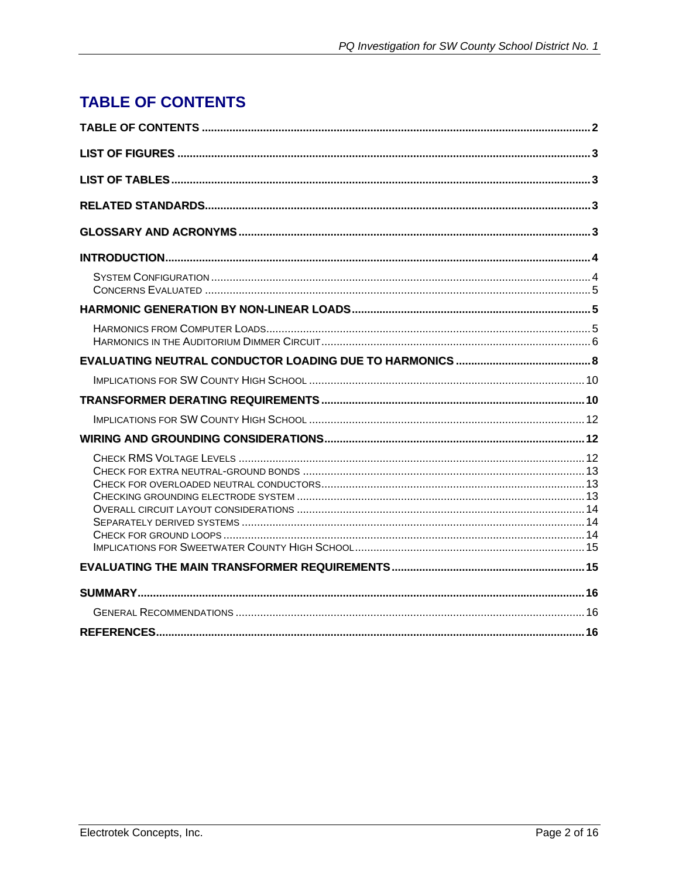# TABLE OF CONTENTS

TABLE OF CONTENTS .......... 2

LIST OF FIGURES .......... 3

LIST OF TABLES .......... 3

RELATED STANDARDS .......... 3

GLOSSARY AND ACRONYMS .......... 3

INTRODUCTION .......... 4

- SYSTEM CONFIGURATION .......... 4
- CONCERNS EVALUATED .......... 5

HARMONIC GENERATION BY NON-LINEAR LOADS .......... 5

- HARMONICS FROM COMPUTER LOADS .......... 5
- HARMONICS IN THE AUDITORIUM DIMMER CIRCUIT .......... 6

EVALUATING NEUTRAL CONDUCTOR LOADING DUE TO HARMONICS .......... 8

- IMPLICATIONS FOR SW COUNTY HIGH SCHOOL .......... 10

TRANSFORMER DERATING REQUIREMENTS .......... 10

- IMPLICATIONS FOR SW COUNTY HIGH SCHOOL .......... 12

WIRING AND GROUNDING CONSIDERATIONS .......... 12

- CHECK RMS VOLTAGE LEVELS .......... 12
- CHECK FOR EXTRA NEUTRAL-GROUND BONDS .......... 13
- CHECK FOR OVERLOADED NEUTRAL CONDUCTORS .......... 13
- CHECKING GROUNDING ELECTRODE SYSTEM .......... 13
- OVERALL CIRCUIT LAYOUT CONSIDERATIONS .......... 14
- SEPARATELY DERIVED SYSTEMS .......... 14
- CHECK FOR GROUND LOOPS .......... 14
- IMPLICATIONS FOR SWEETWATER COUNTY HIGH SCHOOL .......... 15

EVALUATING THE MAIN TRANSFORMER REQUIREMENTS .......... 15

SUMMARY .......... 16

- GENERAL RECOMMENDATIONS .......... 16

REFERENCES .......... 16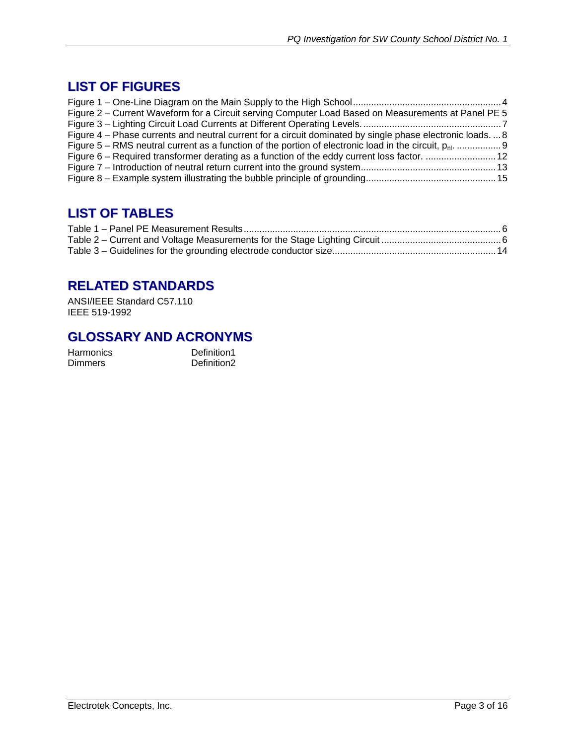## LIST OF FIGURES

Figure 1 – One-Line Diagram on the Main Supply to the High School ........................................................ 4
Figure 2 – Current Waveform for a Circuit serving Computer Load Based on Measurements at Panel PE 5
Figure 3 – Lighting Circuit Load Currents at Different Operating Levels. .................................................... 7
Figure 4 – Phase currents and neutral current for a circuit dominated by single phase electronic loads. ... 8
Figure 5 – RMS neutral current as a function of the portion of electronic load in the circuit, $p_{nl}$. ................. 9
Figure 6 – Required transformer derating as a function of the eddy current loss factor. ........................... 12
Figure 7 – Introduction of neutral return current into the ground system.................................................... 13
Figure 8 – Example system illustrating the bubble principle of grounding................................................. 15

## LIST OF TABLES

Table 1 – Panel PE Measurement Results .................................................................................................. 6
Table 2 – Current and Voltage Measurements for the Stage Lighting Circuit ............................................. 6
Table 3 – Guidelines for the grounding electrode conductor size.............................................................. 14

## RELATED STANDARDS

ANSI/IEEE Standard C57.110
IEEE 519-1992

## GLOSSARY AND ACRONYMS

| | |
|---|---|
| Harmonics | Definition1 |
| Dimmers | Definition2 |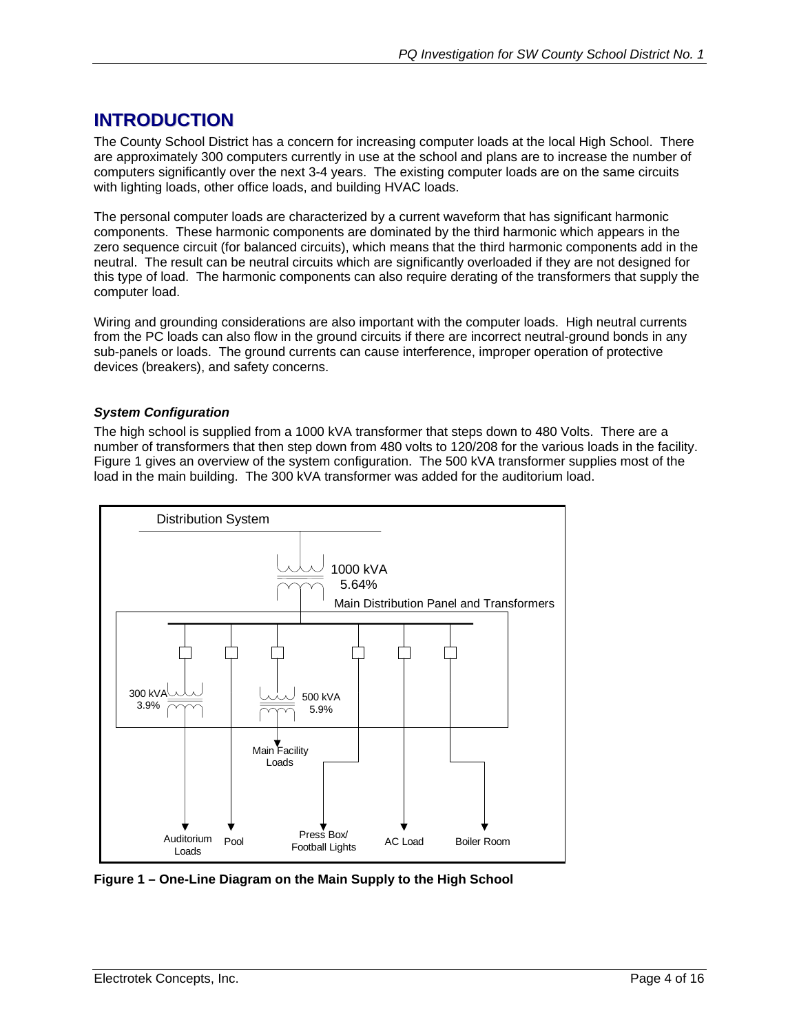# INTRODUCTION

The County School District has a concern for increasing computer loads at the local High School. There are approximately 300 computers currently in use at the school and plans are to increase the number of computers significantly over the next 3-4 years. The existing computer loads are on the same circuits with lighting loads, other office loads, and building HVAC loads.

The personal computer loads are characterized by a current waveform that has significant harmonic components. These harmonic components are dominated by the third harmonic which appears in the zero sequence circuit (for balanced circuits), which means that the third harmonic components add in the neutral. The result can be neutral circuits which are significantly overloaded if they are not designed for this type of load. The harmonic components can also require derating of the transformers that supply the computer load.

Wiring and grounding considerations are also important with the computer loads. High neutral currents from the PC loads can also flow in the ground circuits if there are incorrect neutral-ground bonds in any sub-panels or loads. The ground currents can cause interference, improper operation of protective devices (breakers), and safety concerns.

### *System Configuration*

The high school is supplied from a 1000 kVA transformer that steps down to 480 Volts. There are a number of transformers that then step down from 480 volts to 120/208 for the various loads in the facility. Figure 1 gives an overview of the system configuration. The 500 kVA transformer supplies most of the load in the main building. The 300 kVA transformer was added for the auditorium load.

**Figure 1 – One-Line Diagram on the Main Supply to the High School**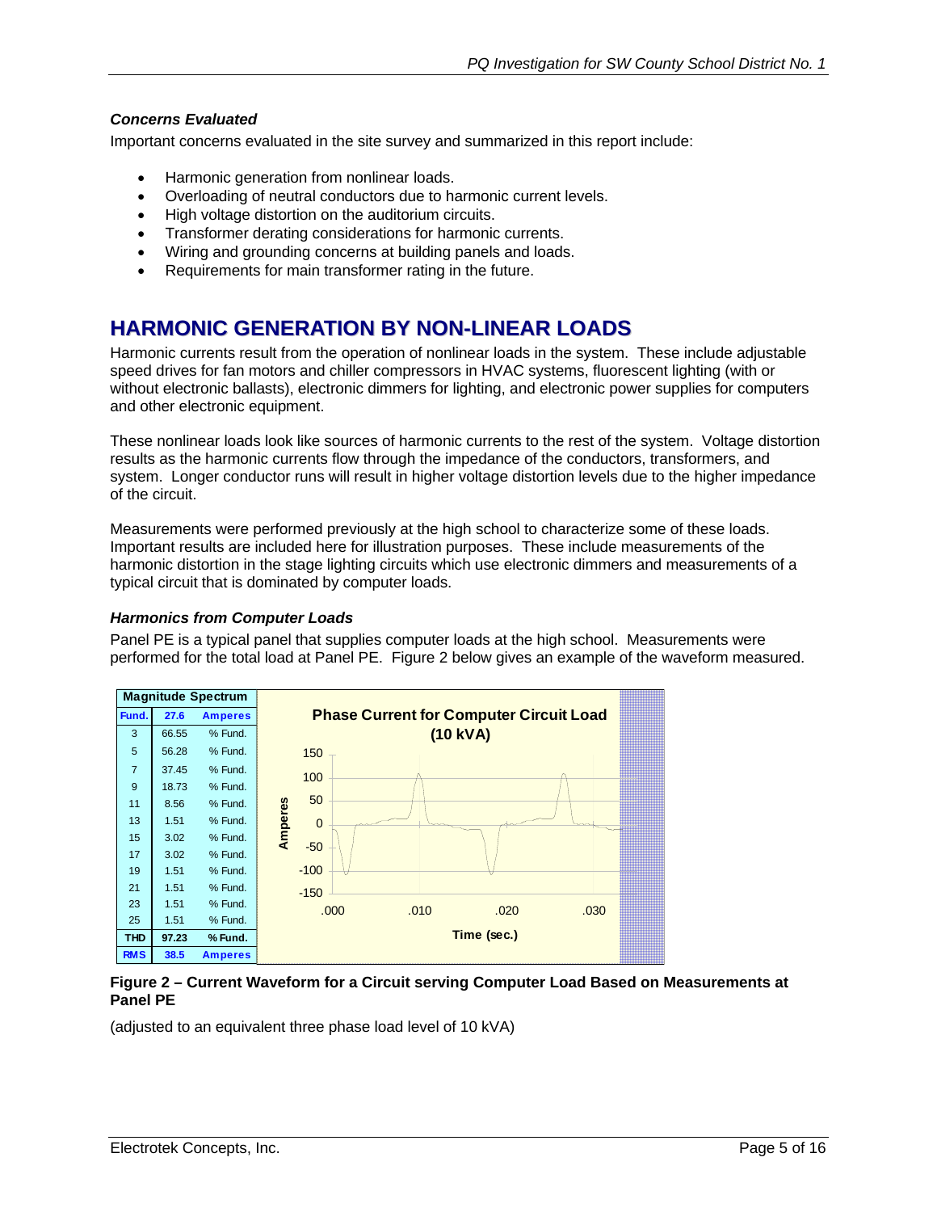### *Concerns Evaluated*

Important concerns evaluated in the site survey and summarized in this report include:

- Harmonic generation from nonlinear loads.
- Overloading of neutral conductors due to harmonic current levels.
- High voltage distortion on the auditorium circuits.
- Transformer derating considerations for harmonic currents.
- Wiring and grounding concerns at building panels and loads.
- Requirements for main transformer rating in the future.

# HARMONIC GENERATION BY NON-LINEAR LOADS

Harmonic currents result from the operation of nonlinear loads in the system. These include adjustable speed drives for fan motors and chiller compressors in HVAC systems, fluorescent lighting (with or without electronic ballasts), electronic dimmers for lighting, and electronic power supplies for computers and other electronic equipment.

These nonlinear loads look like sources of harmonic currents to the rest of the system. Voltage distortion results as the harmonic currents flow through the impedance of the conductors, transformers, and system. Longer conductor runs will result in higher voltage distortion levels due to the higher impedance of the circuit.

Measurements were performed previously at the high school to characterize some of these loads. Important results are included here for illustration purposes. These include measurements of the harmonic distortion in the stage lighting circuits which use electronic dimmers and measurements of a typical circuit that is dominated by computer loads.

### *Harmonics from Computer Loads*

Panel PE is a typical panel that supplies computer loads at the high school. Measurements were performed for the total load at Panel PE. Figure 2 below gives an example of the waveform measured.

| Magnitude Spectrum | | |
|---|---|---|
| Fund. | 27.6 | Amperes |
| 3 | 66.55 | % Fund. |
| 5 | 56.28 | % Fund. |
| 7 | 37.45 | % Fund. |
| 9 | 18.73 | % Fund. |
| 11 | 8.56 | % Fund. |
| 13 | 1.51 | % Fund. |
| 15 | 3.02 | % Fund. |
| 17 | 3.02 | % Fund. |
| 19 | 1.51 | % Fund. |
| 21 | 1.51 | % Fund. |
| 23 | 1.51 | % Fund. |
| 25 | 1.51 | % Fund. |
| THD | 97.23 | % Fund. |
| RMS | 38.5 | Amperes |

**Phase Current for Computer Circuit Load (10 kVA)**

**Figure 2 – Current Waveform for a Circuit serving Computer Load Based on Measurements at Panel PE**

(adjusted to an equivalent three phase load level of 10 kVA)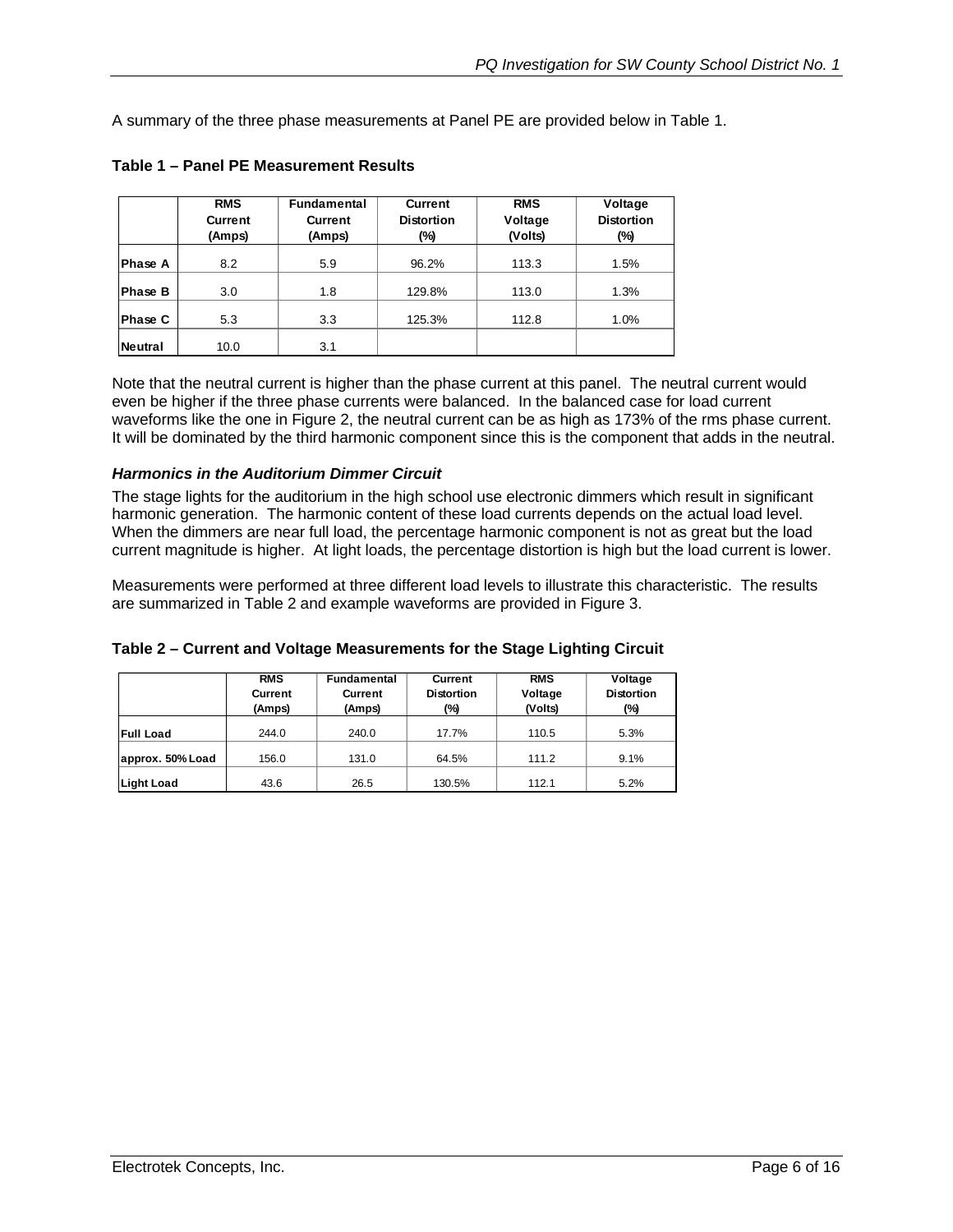A summary of the three phase measurements at Panel PE are provided below in Table 1.

**Table 1 – Panel PE Measurement Results**

| | RMS Current (Amps) | Fundamental Current (Amps) | Current Distortion (%) | RMS Voltage (Volts) | Voltage Distortion (%) |
|---|---|---|---|---|---|
| **Phase A** | 8.2 | 5.9 | 96.2% | 113.3 | 1.5% |
| **Phase B** | 3.0 | 1.8 | 129.8% | 113.0 | 1.3% |
| **Phase C** | 5.3 | 3.3 | 125.3% | 112.8 | 1.0% |
| **Neutral** | 10.0 | 3.1 | | | |

Note that the neutral current is higher than the phase current at this panel. The neutral current would even be higher if the three phase currents were balanced. In the balanced case for load current waveforms like the one in Figure 2, the neutral current can be as high as 173% of the rms phase current. It will be dominated by the third harmonic component since this is the component that adds in the neutral.

### *Harmonics in the Auditorium Dimmer Circuit*

The stage lights for the auditorium in the high school use electronic dimmers which result in significant harmonic generation. The harmonic content of these load currents depends on the actual load level. When the dimmers are near full load, the percentage harmonic component is not as great but the load current magnitude is higher. At light loads, the percentage distortion is high but the load current is lower.

Measurements were performed at three different load levels to illustrate this characteristic. The results are summarized in Table 2 and example waveforms are provided in Figure 3.

**Table 2 – Current and Voltage Measurements for the Stage Lighting Circuit**

| | RMS Current (Amps) | Fundamental Current (Amps) | Current Distortion (%) | RMS Voltage (Volts) | Voltage Distortion (%) |
|---|---|---|---|---|---|
| **Full Load** | 244.0 | 240.0 | 17.7% | 110.5 | 5.3% |
| **approx. 50% Load** | 156.0 | 131.0 | 64.5% | 111.2 | 9.1% |
| **Light Load** | 43.6 | 26.5 | 130.5% | 112.1 | 5.2% |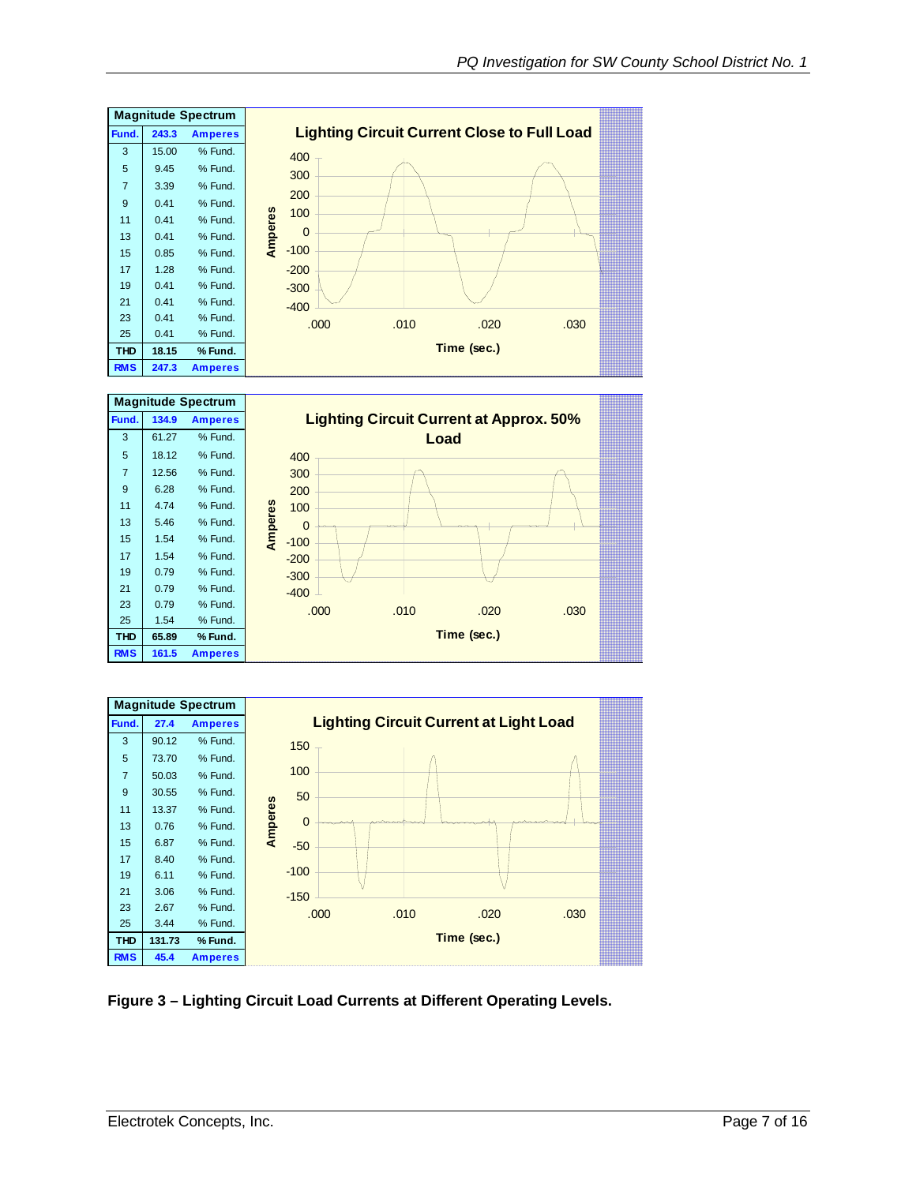| Magnitude Spectrum | | |
|---|---|---|
| Fund. | 243.3 | Amperes |
| 3 | 15.00 | % Fund. |
| 5 | 9.45 | % Fund. |
| 7 | 3.39 | % Fund. |
| 9 | 0.41 | % Fund. |
| 11 | 0.41 | % Fund. |
| 13 | 0.41 | % Fund. |
| 15 | 0.85 | % Fund. |
| 17 | 1.28 | % Fund. |
| 19 | 0.41 | % Fund. |
| 21 | 0.41 | % Fund. |
| 23 | 0.41 | % Fund. |
| 25 | 0.41 | % Fund. |
| THD | 18.15 | % Fund. |
| RMS | 247.3 | Amperes |

**Lighting Circuit Current Close to Full Load**

| Magnitude Spectrum | | |
|---|---|---|
| Fund. | 134.9 | Amperes |
| 3 | 61.27 | % Fund. |
| 5 | 18.12 | % Fund. |
| 7 | 12.56 | % Fund. |
| 9 | 6.28 | % Fund. |
| 11 | 4.74 | % Fund. |
| 13 | 5.46 | % Fund. |
| 15 | 1.54 | % Fund. |
| 17 | 1.54 | % Fund. |
| 19 | 0.79 | % Fund. |
| 21 | 0.79 | % Fund. |
| 23 | 0.79 | % Fund. |
| 25 | 1.54 | % Fund. |
| THD | 65.89 | % Fund. |
| RMS | 161.5 | Amperes |

**Lighting Circuit Current at Approx. 50% Load**

| Magnitude Spectrum | | |
|---|---|---|
| Fund. | 27.4 | Amperes |
| 3 | 90.12 | % Fund. |
| 5 | 73.70 | % Fund. |
| 7 | 50.03 | % Fund. |
| 9 | 30.55 | % Fund. |
| 11 | 13.37 | % Fund. |
| 13 | 0.76 | % Fund. |
| 15 | 6.87 | % Fund. |
| 17 | 8.40 | % Fund. |
| 19 | 6.11 | % Fund. |
| 21 | 3.06 | % Fund. |
| 23 | 2.67 | % Fund. |
| 25 | 3.44 | % Fund. |
| THD | 131.73 | % Fund. |
| RMS | 45.4 | Amperes |

**Lighting Circuit Current at Light Load**

**Figure 3 – Lighting Circuit Load Currents at Different Operating Levels.**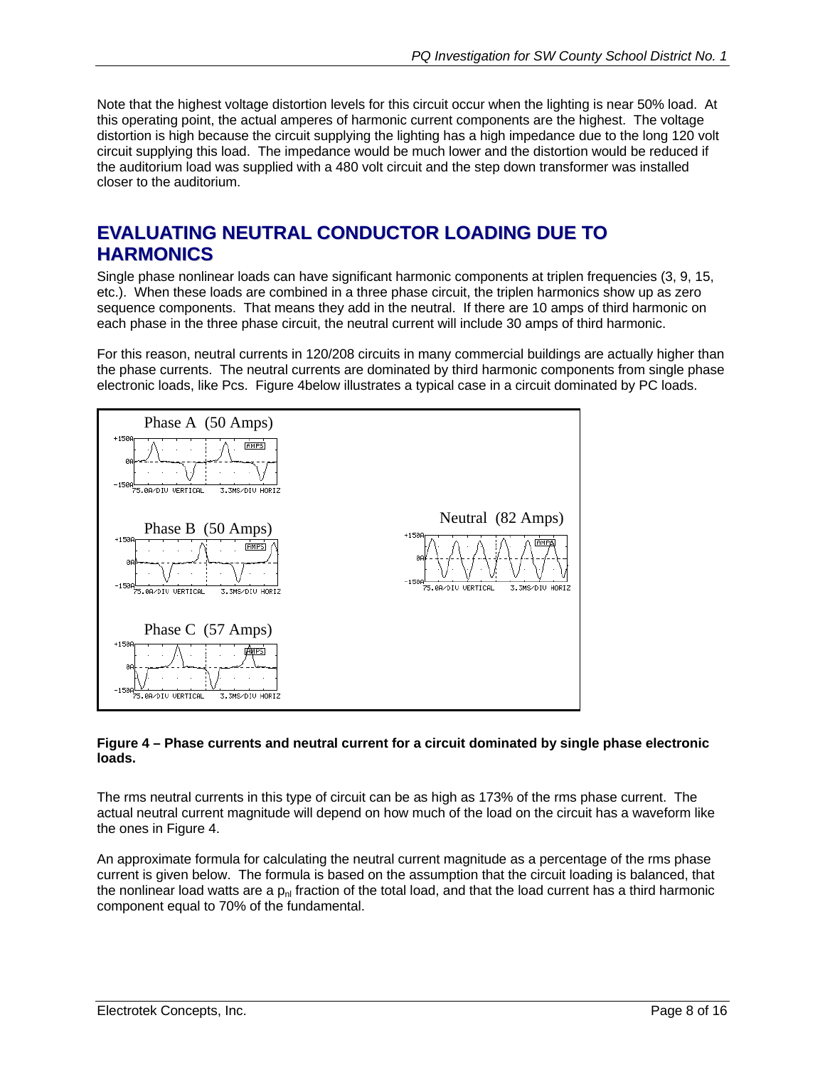Note that the highest voltage distortion levels for this circuit occur when the lighting is near 50% load. At this operating point, the actual amperes of harmonic current components are the highest. The voltage distortion is high because the circuit supplying the lighting has a high impedance due to the long 120 volt circuit supplying this load. The impedance would be much lower and the distortion would be reduced if the auditorium load was supplied with a 480 volt circuit and the step down transformer was installed closer to the auditorium.

## EVALUATING NEUTRAL CONDUCTOR LOADING DUE TO HARMONICS

Single phase nonlinear loads can have significant harmonic components at triplen frequencies (3, 9, 15, etc.). When these loads are combined in a three phase circuit, the triplen harmonics show up as zero sequence components. That means they add in the neutral. If there are 10 amps of third harmonic on each phase in the three phase circuit, the neutral current will include 30 amps of third harmonic.

For this reason, neutral currents in 120/208 circuits in many commercial buildings are actually higher than the phase currents. The neutral currents are dominated by third harmonic components from single phase electronic loads, like Pcs. Figure 4below illustrates a typical case in a circuit dominated by PC loads.

Phase A (50 Amps)

Phase B (50 Amps)

Phase C (57 Amps)

Neutral (82 Amps)

**Figure 4 – Phase currents and neutral current for a circuit dominated by single phase electronic loads.**

The rms neutral currents in this type of circuit can be as high as 173% of the rms phase current. The actual neutral current magnitude will depend on how much of the load on the circuit has a waveform like the ones in Figure 4.

An approximate formula for calculating the neutral current magnitude as a percentage of the rms phase current is given below. The formula is based on the assumption that the circuit loading is balanced, that the nonlinear load watts are a $p_{nl}$ fraction of the total load, and that the load current has a third harmonic component equal to 70% of the fundamental.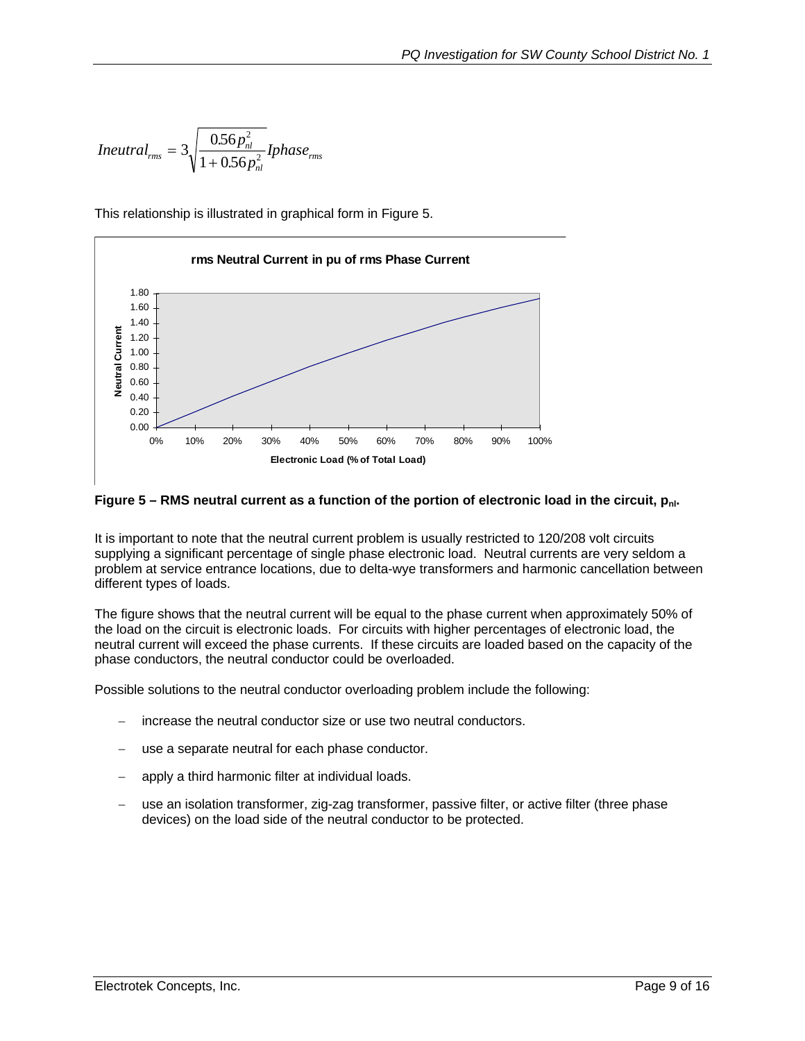$$Ineutral_{rms} = 3\sqrt{\frac{0.56p_{nl}^2}{1+0.56p_{nl}^2}}Iphase_{rms}$$

This relationship is illustrated in graphical form in Figure 5.

**Figure 5 – RMS neutral current as a function of the portion of electronic load in the circuit, $p_{nl}$.**

It is important to note that the neutral current problem is usually restricted to 120/208 volt circuits supplying a significant percentage of single phase electronic load. Neutral currents are very seldom a problem at service entrance locations, due to delta-wye transformers and harmonic cancellation between different types of loads.

The figure shows that the neutral current will be equal to the phase current when approximately 50% of the load on the circuit is electronic loads. For circuits with higher percentages of electronic load, the neutral current will exceed the phase currents. If these circuits are loaded based on the capacity of the phase conductors, the neutral conductor could be overloaded.

Possible solutions to the neutral conductor overloading problem include the following:

- increase the neutral conductor size or use two neutral conductors.
- use a separate neutral for each phase conductor.
- apply a third harmonic filter at individual loads.
- use an isolation transformer, zig-zag transformer, passive filter, or active filter (three phase devices) on the load side of the neutral conductor to be protected.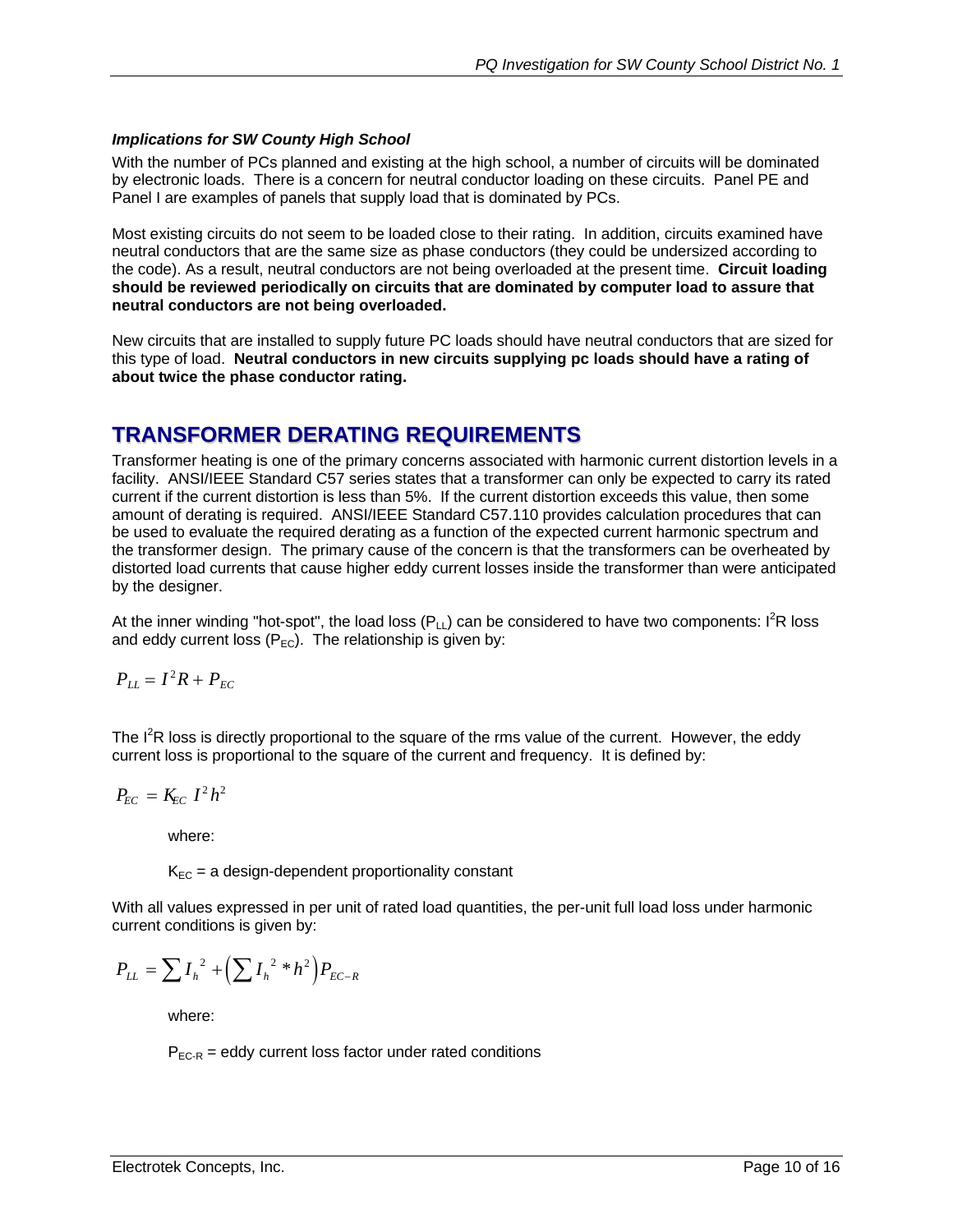***Implications for SW County High School***

With the number of PCs planned and existing at the high school, a number of circuits will be dominated by electronic loads. There is a concern for neutral conductor loading on these circuits. Panel PE and Panel I are examples of panels that supply load that is dominated by PCs.

Most existing circuits do not seem to be loaded close to their rating. In addition, circuits examined have neutral conductors that are the same size as phase conductors (they could be undersized according to the code). As a result, neutral conductors are not being overloaded at the present time. **Circuit loading should be reviewed periodically on circuits that are dominated by computer load to assure that neutral conductors are not being overloaded.**

New circuits that are installed to supply future PC loads should have neutral conductors that are sized for this type of load. **Neutral conductors in new circuits supplying pc loads should have a rating of about twice the phase conductor rating.**

# TRANSFORMER DERATING REQUIREMENTS

Transformer heating is one of the primary concerns associated with harmonic current distortion levels in a facility. ANSI/IEEE Standard C57 series states that a transformer can only be expected to carry its rated current if the current distortion is less than 5%. If the current distortion exceeds this value, then some amount of derating is required. ANSI/IEEE Standard C57.110 provides calculation procedures that can be used to evaluate the required derating as a function of the expected current harmonic spectrum and the transformer design. The primary cause of the concern is that the transformers can be overheated by distorted load currents that cause higher eddy current losses inside the transformer than were anticipated by the designer.

At the inner winding "hot-spot", the load loss ($P_{LL}$) can be considered to have two components: $I^2R$ loss and eddy current loss ($P_{EC}$). The relationship is given by:

$$P_{LL} = I^2 R + P_{EC}$$

The $I^2R$ loss is directly proportional to the square of the rms value of the current. However, the eddy current loss is proportional to the square of the current and frequency. It is defined by:

$$P_{EC} = K_{EC} \; I^2 h^2$$

where:

$K_{EC}$ = a design-dependent proportionality constant

With all values expressed in per unit of rated load quantities, the per-unit full load loss under harmonic current conditions is given by:

$$P_{LL} = \sum I_h^{\,2} + \left( \sum I_h^{\,2} * h^2 \right) P_{EC-R}$$

where:

$P_{EC\text{-}R}$ = eddy current loss factor under rated conditions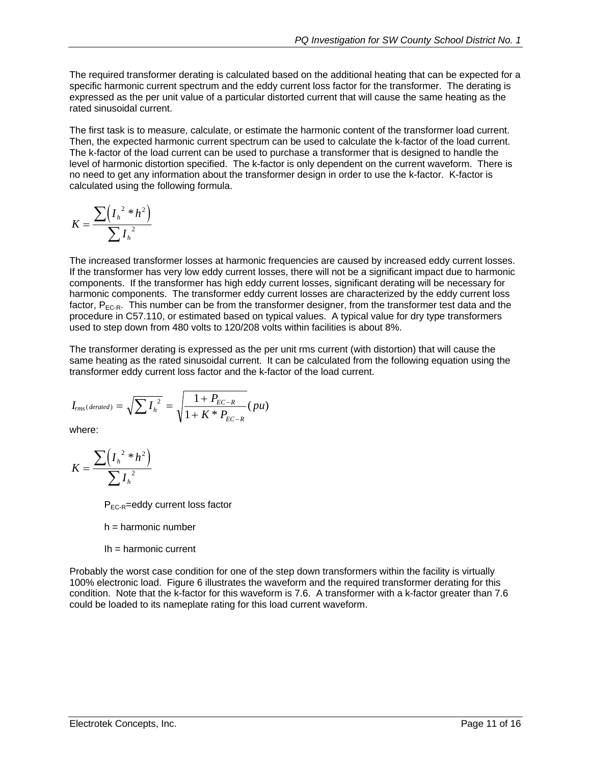The required transformer derating is calculated based on the additional heating that can be expected for a specific harmonic current spectrum and the eddy current loss factor for the transformer. The derating is expressed as the per unit value of a particular distorted current that will cause the same heating as the rated sinusoidal current.

The first task is to measure, calculate, or estimate the harmonic content of the transformer load current. Then, the expected harmonic current spectrum can be used to calculate the k-factor of the load current. The k-factor of the load current can be used to purchase a transformer that is designed to handle the level of harmonic distortion specified. The k-factor is only dependent on the current waveform. There is no need to get any information about the transformer design in order to use the k-factor. K-factor is calculated using the following formula.

$$K = \frac{\sum\left(I_h{}^2 * h^2\right)}{\sum I_h{}^2}$$

The increased transformer losses at harmonic frequencies are caused by increased eddy current losses. If the transformer has very low eddy current losses, there will not be a significant impact due to harmonic components. If the transformer has high eddy current losses, significant derating will be necessary for harmonic components. The transformer eddy current losses are characterized by the eddy current loss factor, $P_{EC\text{-}R}$. This number can be from the transformer designer, from the transformer test data and the procedure in C57.110, or estimated based on typical values. A typical value for dry type transformers used to step down from 480 volts to 120/208 volts within facilities is about 8%.

The transformer derating is expressed as the per unit rms current (with distortion) that will cause the same heating as the rated sinusoidal current. It can be calculated from the following equation using the transformer eddy current loss factor and the k-factor of the load current.

$$I_{rms(derated)} = \sqrt{\sum I_h{}^2} = \sqrt{\frac{1 + P_{EC-R}}{1 + K * P_{EC-R}}}(pu)$$

where:

$$K = \frac{\sum\left(I_h{}^2 * h^2\right)}{\sum I_h{}^2}$$

$P_{EC\text{-}R}$=eddy current loss factor

h = harmonic number

Ih = harmonic current

Probably the worst case condition for one of the step down transformers within the facility is virtually 100% electronic load. Figure 6 illustrates the waveform and the required transformer derating for this condition. Note that the k-factor for this waveform is 7.6. A transformer with a k-factor greater than 7.6 could be loaded to its nameplate rating for this load current waveform.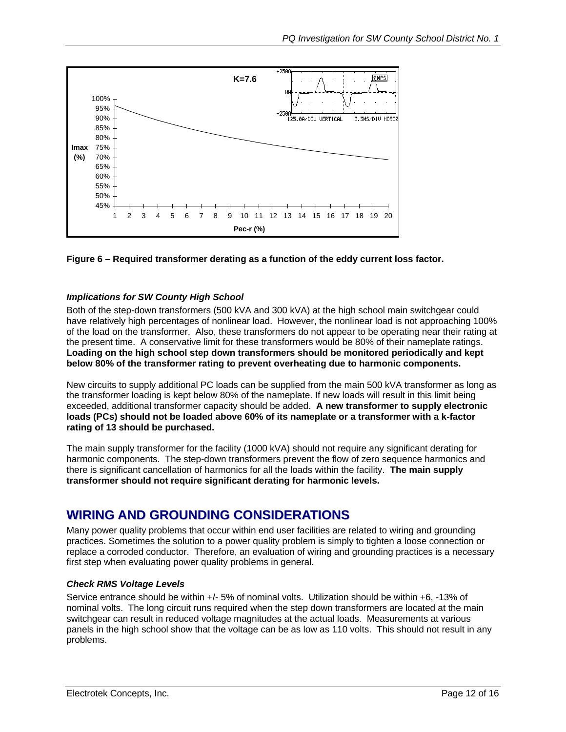Figure 6 – Required transformer derating as a function of the eddy current loss factor.

### *Implications for SW County High School*

Both of the step-down transformers (500 kVA and 300 kVA) at the high school main switchgear could have relatively high percentages of nonlinear load. However, the nonlinear load is not approaching 100% of the load on the transformer. Also, these transformers do not appear to be operating near their rating at the present time. A conservative limit for these transformers would be 80% of their nameplate ratings. **Loading on the high school step down transformers should be monitored periodically and kept below 80% of the transformer rating to prevent overheating due to harmonic components.**

New circuits to supply additional PC loads can be supplied from the main 500 kVA transformer as long as the transformer loading is kept below 80% of the nameplate. If new loads will result in this limit being exceeded, additional transformer capacity should be added. **A new transformer to supply electronic loads (PCs) should not be loaded above 60% of its nameplate or a transformer with a k-factor rating of 13 should be purchased.**

The main supply transformer for the facility (1000 kVA) should not require any significant derating for harmonic components. The step-down transformers prevent the flow of zero sequence harmonics and there is significant cancellation of harmonics for all the loads within the facility. **The main supply transformer should not require significant derating for harmonic levels.**

## WIRING AND GROUNDING CONSIDERATIONS

Many power quality problems that occur within end user facilities are related to wiring and grounding practices. Sometimes the solution to a power quality problem is simply to tighten a loose connection or replace a corroded conductor. Therefore, an evaluation of wiring and grounding practices is a necessary first step when evaluating power quality problems in general.

### *Check RMS Voltage Levels*

Service entrance should be within +/- 5% of nominal volts. Utilization should be within +6, -13% of nominal volts. The long circuit runs required when the step down transformers are located at the main switchgear can result in reduced voltage magnitudes at the actual loads. Measurements at various panels in the high school show that the voltage can be as low as 110 volts. This should not result in any problems.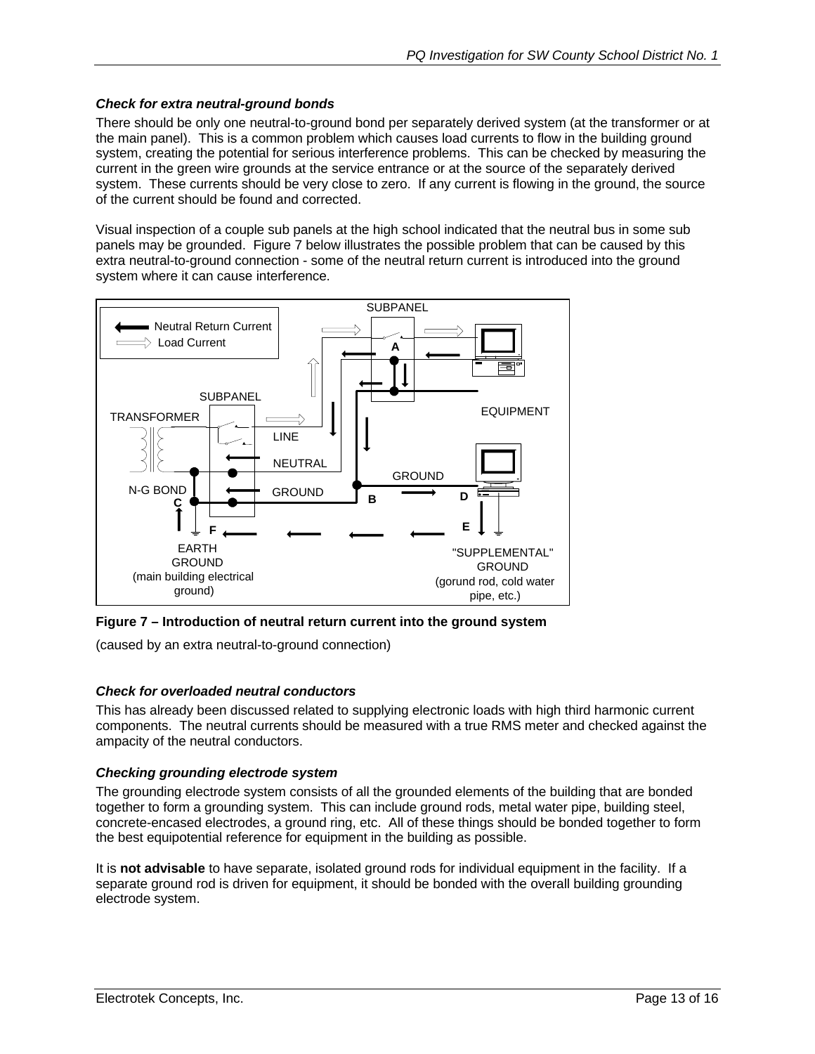### *Check for extra neutral-ground bonds*

There should be only one neutral-to-ground bond per separately derived system (at the transformer or at the main panel). This is a common problem which causes load currents to flow in the building ground system, creating the potential for serious interference problems. This can be checked by measuring the current in the green wire grounds at the service entrance or at the source of the separately derived system. These currents should be very close to zero. If any current is flowing in the ground, the source of the current should be found and corrected.

Visual inspection of a couple sub panels at the high school indicated that the neutral bus in some sub panels may be grounded. Figure 7 below illustrates the possible problem that can be caused by this extra neutral-to-ground connection - some of the neutral return current is introduced into the ground system where it can cause interference.

**Figure 7 – Introduction of neutral return current into the ground system**

(caused by an extra neutral-to-ground connection)

### *Check for overloaded neutral conductors*

This has already been discussed related to supplying electronic loads with high third harmonic current components. The neutral currents should be measured with a true RMS meter and checked against the ampacity of the neutral conductors.

### *Checking grounding electrode system*

The grounding electrode system consists of all the grounded elements of the building that are bonded together to form a grounding system. This can include ground rods, metal water pipe, building steel, concrete-encased electrodes, a ground ring, etc. All of these things should be bonded together to form the best equipotential reference for equipment in the building as possible.

It is **not advisable** to have separate, isolated ground rods for individual equipment in the facility. If a separate ground rod is driven for equipment, it should be bonded with the overall building grounding electrode system.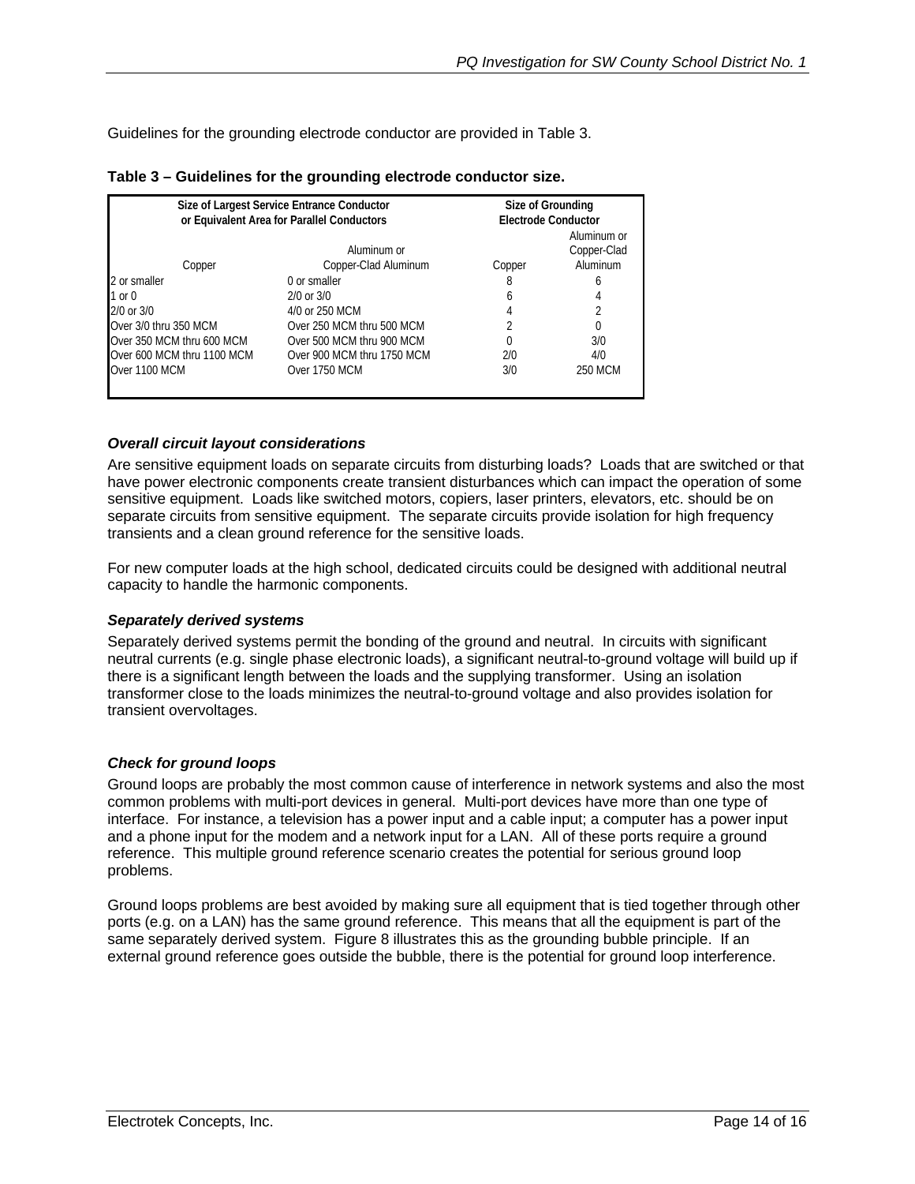Guidelines for the grounding electrode conductor are provided in Table 3.

**Table 3 – Guidelines for the grounding electrode conductor size.**

| Size of Largest Service Entrance Conductor or Equivalent Area for Parallel Conductors | | Size of Grounding Electrode Conductor | |
|---|---|---|---|
| Copper | Aluminum or Copper-Clad Aluminum | Copper | Aluminum or Copper-Clad Aluminum |
| 2 or smaller | 0 or smaller | 8 | 6 |
| 1 or 0 | 2/0 or 3/0 | 6 | 4 |
| 2/0 or 3/0 | 4/0 or 250 MCM | 4 | 2 |
| Over 3/0 thru 350 MCM | Over 250 MCM thru 500 MCM | 2 | 0 |
| Over 350 MCM thru 600 MCM | Over 500 MCM thru 900 MCM | 0 | 3/0 |
| Over 600 MCM thru 1100 MCM | Over 900 MCM thru 1750 MCM | 2/0 | 4/0 |
| Over 1100 MCM | Over 1750 MCM | 3/0 | 250 MCM |

### *Overall circuit layout considerations*

Are sensitive equipment loads on separate circuits from disturbing loads? Loads that are switched or that have power electronic components create transient disturbances which can impact the operation of some sensitive equipment. Loads like switched motors, copiers, laser printers, elevators, etc. should be on separate circuits from sensitive equipment. The separate circuits provide isolation for high frequency transients and a clean ground reference for the sensitive loads.

For new computer loads at the high school, dedicated circuits could be designed with additional neutral capacity to handle the harmonic components.

### *Separately derived systems*

Separately derived systems permit the bonding of the ground and neutral. In circuits with significant neutral currents (e.g. single phase electronic loads), a significant neutral-to-ground voltage will build up if there is a significant length between the loads and the supplying transformer. Using an isolation transformer close to the loads minimizes the neutral-to-ground voltage and also provides isolation for transient overvoltages.

### *Check for ground loops*

Ground loops are probably the most common cause of interference in network systems and also the most common problems with multi-port devices in general. Multi-port devices have more than one type of interface. For instance, a television has a power input and a cable input; a computer has a power input and a phone input for the modem and a network input for a LAN. All of these ports require a ground reference. This multiple ground reference scenario creates the potential for serious ground loop problems.

Ground loops problems are best avoided by making sure all equipment that is tied together through other ports (e.g. on a LAN) has the same ground reference. This means that all the equipment is part of the same separately derived system. Figure 8 illustrates this as the grounding bubble principle. If an external ground reference goes outside the bubble, there is the potential for ground loop interference.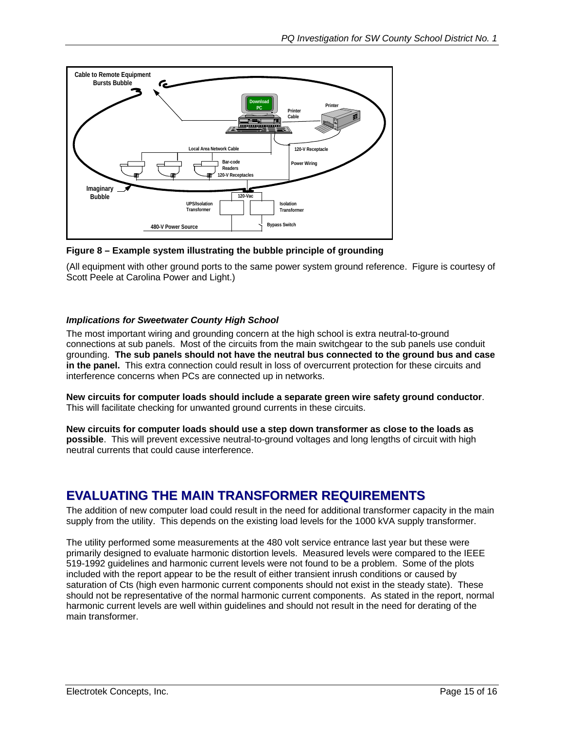**Figure 8 – Example system illustrating the bubble principle of grounding**

(All equipment with other ground ports to the same power system ground reference. Figure is courtesy of Scott Peele at Carolina Power and Light.)

### *Implications for Sweetwater County High School*

The most important wiring and grounding concern at the high school is extra neutral-to-ground connections at sub panels. Most of the circuits from the main switchgear to the sub panels use conduit grounding. **The sub panels should not have the neutral bus connected to the ground bus and case in the panel.** This extra connection could result in loss of overcurrent protection for these circuits and interference concerns when PCs are connected up in networks.

**New circuits for computer loads should include a separate green wire safety ground conductor**. This will facilitate checking for unwanted ground currents in these circuits.

**New circuits for computer loads should use a step down transformer as close to the loads as possible**. This will prevent excessive neutral-to-ground voltages and long lengths of circuit with high neutral currents that could cause interference.

## EVALUATING THE MAIN TRANSFORMER REQUIREMENTS

The addition of new computer load could result in the need for additional transformer capacity in the main supply from the utility. This depends on the existing load levels for the 1000 kVA supply transformer.

The utility performed some measurements at the 480 volt service entrance last year but these were primarily designed to evaluate harmonic distortion levels. Measured levels were compared to the IEEE 519-1992 guidelines and harmonic current levels were not found to be a problem. Some of the plots included with the report appear to be the result of either transient inrush conditions or caused by saturation of Cts (high even harmonic current components should not exist in the steady state). These should not be representative of the normal harmonic current components. As stated in the report, normal harmonic current levels are well within guidelines and should not result in the need for derating of the main transformer.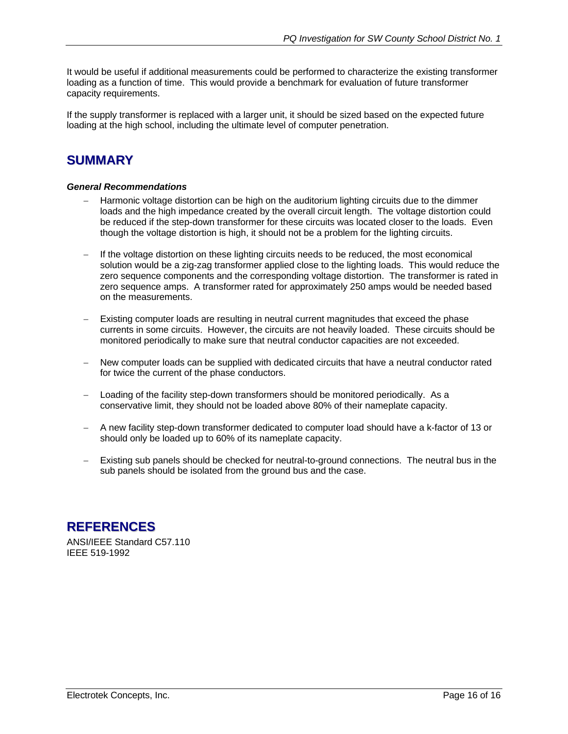It would be useful if additional measurements could be performed to characterize the existing transformer loading as a function of time. This would provide a benchmark for evaluation of future transformer capacity requirements.

If the supply transformer is replaced with a larger unit, it should be sized based on the expected future loading at the high school, including the ultimate level of computer penetration.

# SUMMARY

***General Recommendations***

- Harmonic voltage distortion can be high on the auditorium lighting circuits due to the dimmer loads and the high impedance created by the overall circuit length. The voltage distortion could be reduced if the step-down transformer for these circuits was located closer to the loads. Even though the voltage distortion is high, it should not be a problem for the lighting circuits.

- If the voltage distortion on these lighting circuits needs to be reduced, the most economical solution would be a zig-zag transformer applied close to the lighting loads. This would reduce the zero sequence components and the corresponding voltage distortion. The transformer is rated in zero sequence amps. A transformer rated for approximately 250 amps would be needed based on the measurements.

- Existing computer loads are resulting in neutral current magnitudes that exceed the phase currents in some circuits. However, the circuits are not heavily loaded. These circuits should be monitored periodically to make sure that neutral conductor capacities are not exceeded.

- New computer loads can be supplied with dedicated circuits that have a neutral conductor rated for twice the current of the phase conductors.

- Loading of the facility step-down transformers should be monitored periodically. As a conservative limit, they should not be loaded above 80% of their nameplate capacity.

- A new facility step-down transformer dedicated to computer load should have a k-factor of 13 or should only be loaded up to 60% of its nameplate capacity.

- Existing sub panels should be checked for neutral-to-ground connections. The neutral bus in the sub panels should be isolated from the ground bus and the case.

# REFERENCES

ANSI/IEEE Standard C57.110
IEEE 519-1992